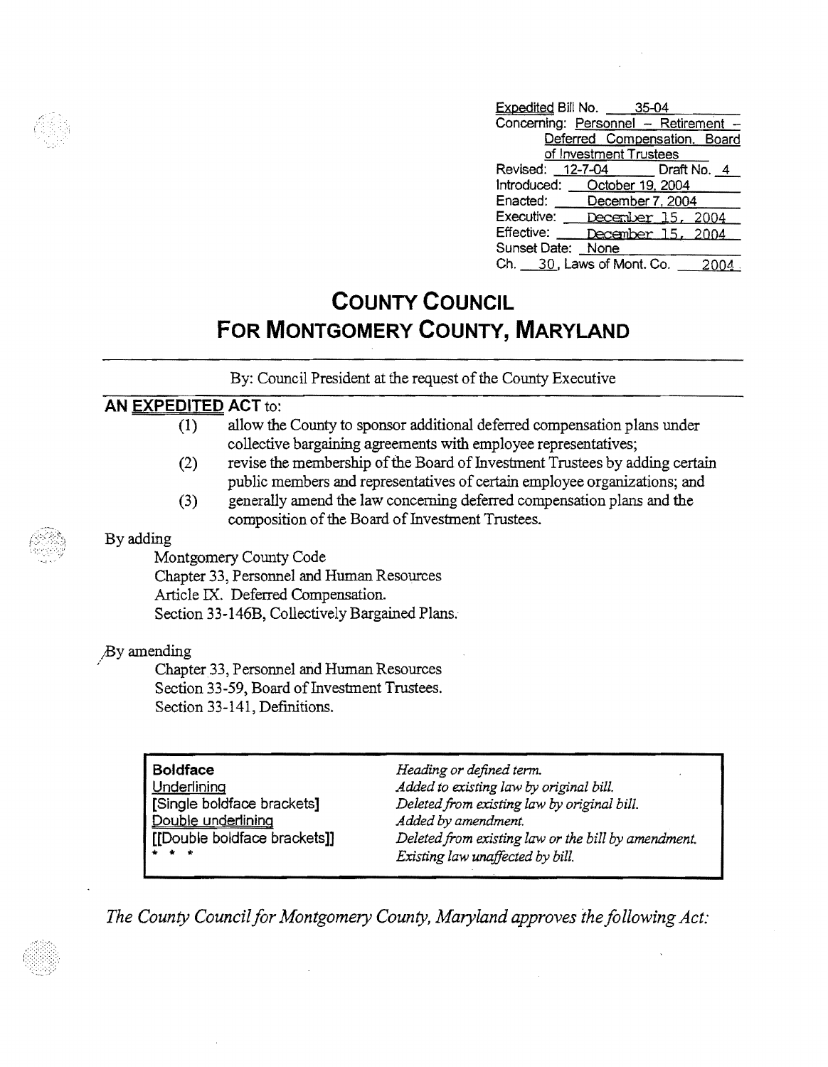Expedited Bill No. 35-04
Concerning: Personnel – Retirement – Deferred Compensation, Board of Investment Trustees
Revised: 12-7-04 Draft No. 4
Introduced: October 19, 2004
Enacted: December 7, 2004
Executive: December 15, 2004
Effective: December 15, 2004
Sunset Date: None
Ch. 30, Laws of Mont. Co. 2004

# COUNTY COUNCIL
# FOR MONTGOMERY COUNTY, MARYLAND

By: Council President at the request of the County Executive

**AN EXPEDITED ACT** to:

(1) allow the County to sponsor additional deferred compensation plans under collective bargaining agreements with employee representatives;
(2) revise the membership of the Board of Investment Trustees by adding certain public members and representatives of certain employee organizations; and
(3) generally amend the law concerning deferred compensation plans and the composition of the Board of Investment Trustees.

By adding
Montgomery County Code
Chapter 33, Personnel and Human Resources
Article IX. Deferred Compensation.
Section 33-146B, Collectively Bargained Plans.

By amending
Chapter 33, Personnel and Human Resources
Section 33-59, Board of Investment Trustees.
Section 33-141, Definitions.

| | |
|---|---|
| **Boldface** | *Heading or defined term.* |
| Underlining | *Added to existing law by original bill.* |
| [Single boldface brackets] | *Deleted from existing law by original bill.* |
| Double underlining | *Added by amendment.* |
| [[Double boldface brackets]] | *Deleted from existing law or the bill by amendment.* |
| * * * | *Existing law unaffected by bill.* |

*The County Council for Montgomery County, Maryland approves the following Act:*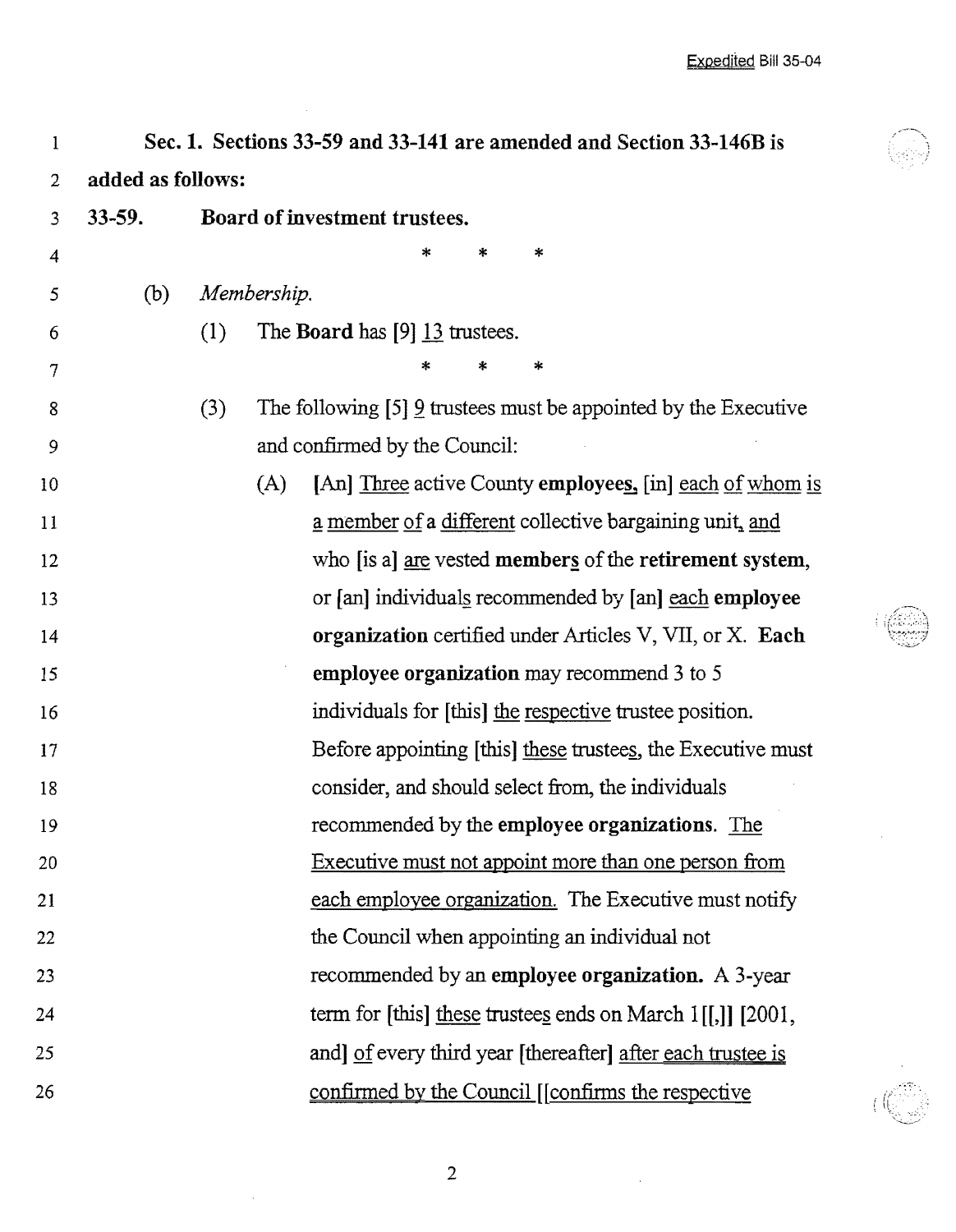**Sec. 1. Sections 33-59 and 33-141 are amended and Section 33-146B is added as follows:**

**33-59. Board of investment trustees.**

\* \* \*

(b) *Membership.*

(1) The **Board** has [9] 13 trustees.

\* \* \*

(3) The following [5] 9 trustees must be appointed by the Executive and confirmed by the Council:

(A) [An] Three active County **employees,** [in] each of whom is a member of a different collective bargaining unit, and who [is a] are vested **members** of the **retirement system**, or [an] individuals recommended by [an] each **employee organization** certified under Articles V, VII, or X. **Each employee organization** may recommend 3 to 5 individuals for [this] the respective trustee position. Before appointing [this] these trustees, the Executive must consider, and should select from, the individuals recommended by the **employee organizations**. The Executive must not appoint more than one person from each employee organization. The Executive must notify the Council when appointing an individual not recommended by an **employee organization.** A 3-year term for [this] these trustees ends on March 1[[,]] [2001, and] of every third year [thereafter] after each trustee is confirmed by the Council [[confirms the respective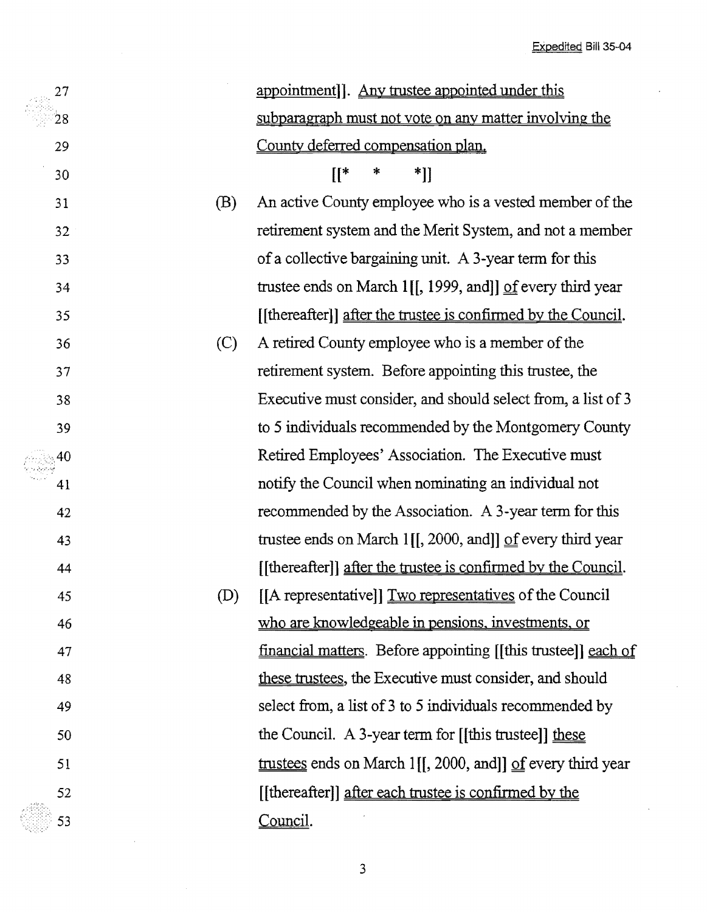appointment]]. <u>Any trustee appointed under this subparagraph must not vote on any matter involving the County deferred compensation plan.</u>

[[* * *]]

(B) An active County employee who is a vested member of the retirement system and the Merit System, and not a member of a collective bargaining unit. A 3-year term for this trustee ends on March 1[[, 1999, and]] <u>of</u> every third year [[thereafter]] <u>after the trustee is confirmed by the Council</u>.

(C) A retired County employee who is a member of the retirement system. Before appointing this trustee, the Executive must consider, and should select from, a list of 3 to 5 individuals recommended by the Montgomery County Retired Employees' Association. The Executive must notify the Council when nominating an individual not recommended by the Association. A 3-year term for this trustee ends on March 1[[, 2000, and]] <u>of</u> every third year [[thereafter]] <u>after the trustee is confirmed by the Council</u>.

(D) [[A representative]] <u>Two representatives</u> of the Council <u>who are knowledgeable in pensions, investments, or financial matters</u>. Before appointing [[this trustee]] <u>each of these trustees</u>, the Executive must consider, and should select from, a list of 3 to 5 individuals recommended by the Council. A 3-year term for [[this trustee]] <u>these trustees</u> ends on March 1[[, 2000, and]] <u>of</u> every third year [[thereafter]] <u>after each trustee is confirmed by the Council</u>.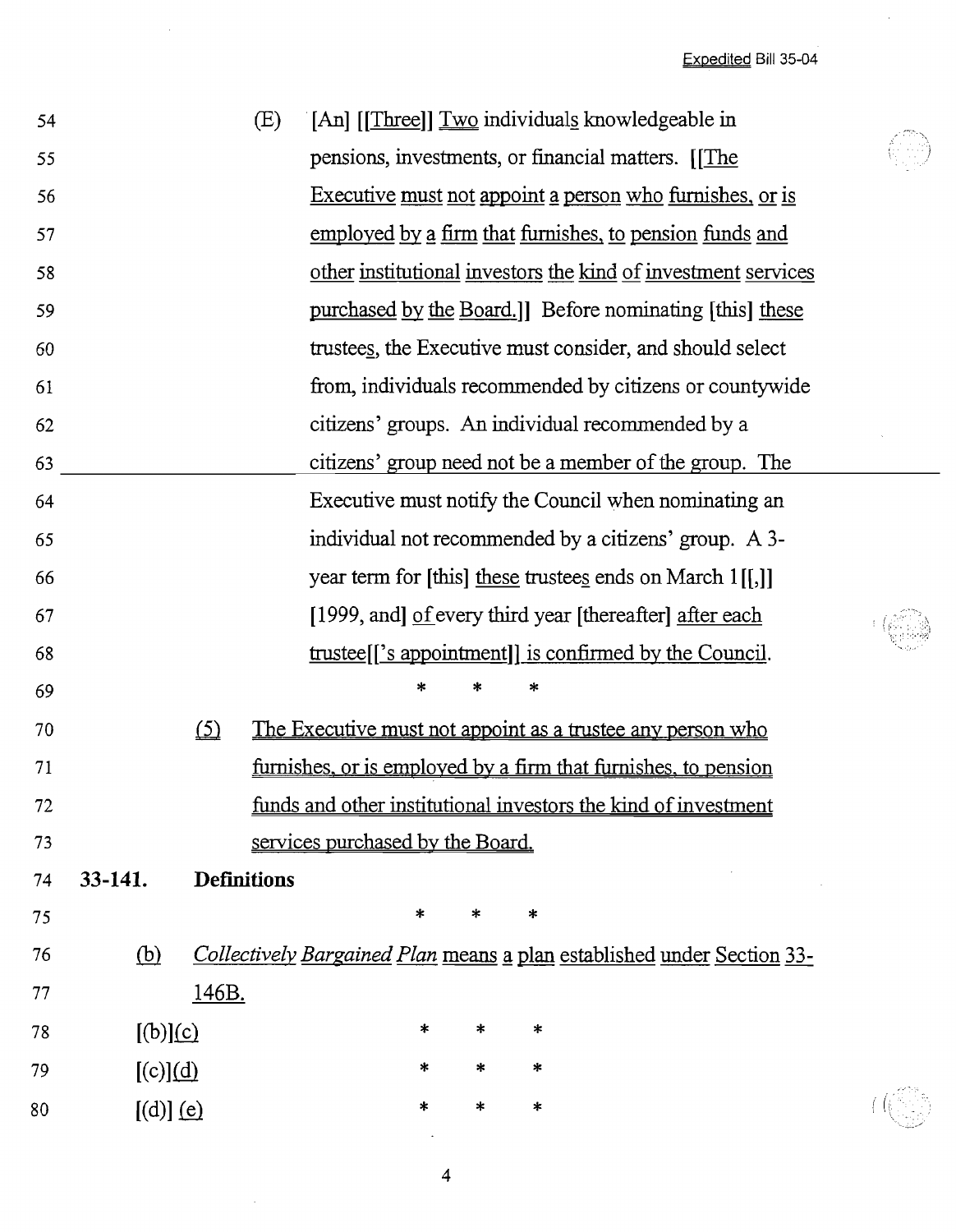54 (E) [An] [[Three]] <u>Two</u> individual<u>s</u> knowledgeable in
55 pensions, investments, or financial matters. [[<u>The</u>
56 <u>Executive must not appoint a person who furnishes, or is</u>
57 <u>employed by a firm that furnishes, to pension funds and</u>
58 <u>other institutional investors the kind of investment services</u>
59 <u>purchased by the Board.</u>]] Before nominating [this] <u>these</u>
60 trustee<u>s</u>, the Executive must consider, and should select
61 from, individuals recommended by citizens or countywide
62 citizens' groups. An individual recommended by a
63 citizens' group need not be a member of the group. The
64 Executive must notify the Council when nominating an
65 individual not recommended by a citizens' group. A 3-
66 year term for [this] <u>these</u> trustee<u>s</u> ends on March 1 [[,]]
67 [1999, and] <u>of</u> every third year [thereafter] <u>after each</u>
68 <u>trustee</u>[[<u>'s appointment</u>]] <u>is confirmed by the Council</u>.

69 * * *

70 <u>(5)</u> <u>The Executive must not appoint as a trustee any person who</u>
71 <u>furnishes, or is employed by a firm that furnishes, to pension</u>
72 <u>funds and other institutional investors the kind of investment</u>
73 <u>services purchased by the Board.</u>

74 **33-141. Definitions**

75 * * *

76 <u>(b)</u> <u>*Collectively Bargained Plan* means a plan established under Section 33-</u>
77 <u>146B.</u>

78 [(b)]<u>(c)</u> * * *

79 [(c)]<u>(d)</u> * * *

80 [(d)] <u>(e)</u> * * *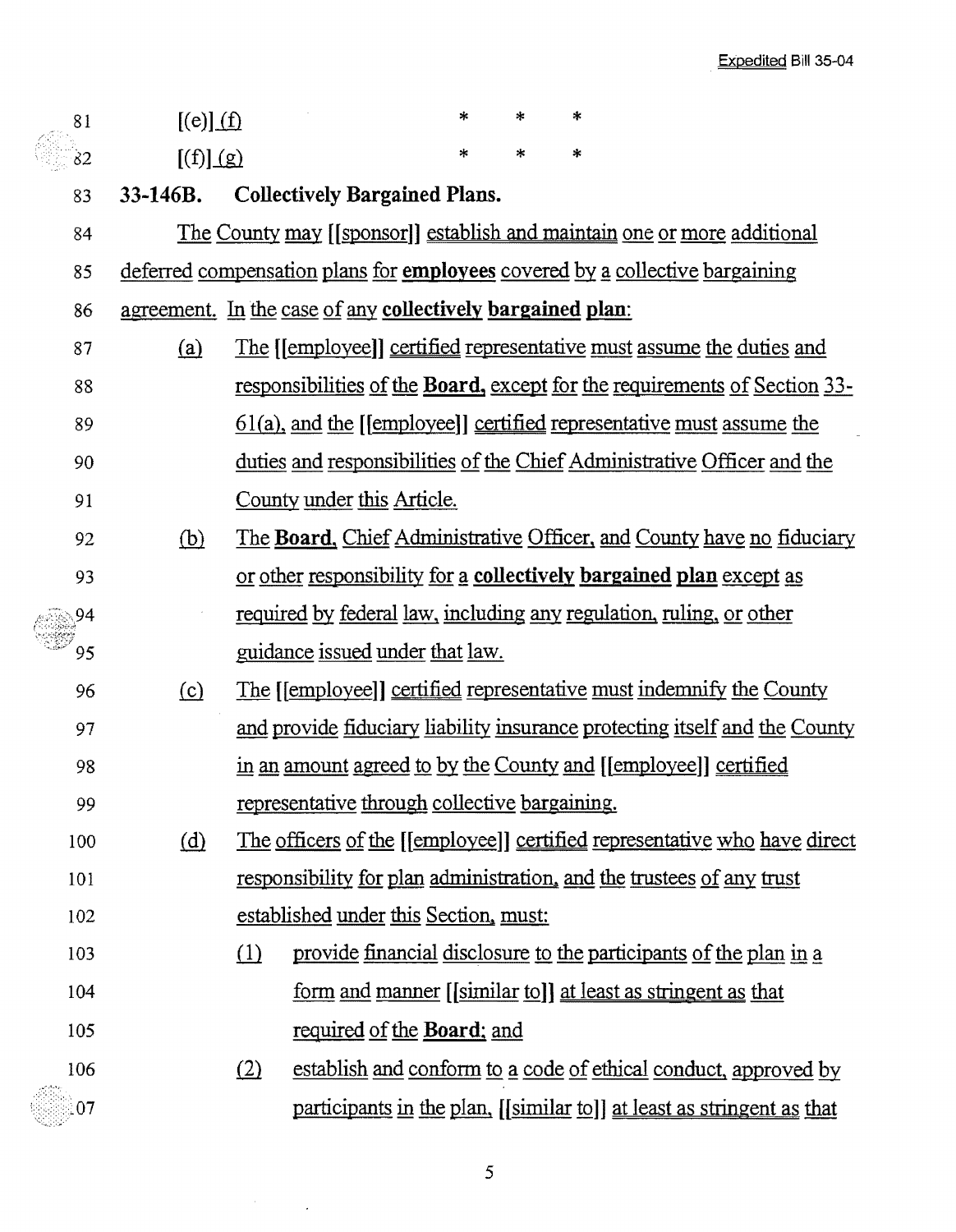81 [(e)] (f) * * *

82 [(f)] (g) * * *

83 **33-146B. Collectively Bargained Plans.**

84 The County may [[sponsor]] establish and maintain one or more additional

85 deferred compensation plans for **employees** covered by a collective bargaining

86 agreement. In the case of any **collectively bargained plan**:

87 (a) The [[employee]] certified representative must assume the duties and

88 responsibilities of the **Board**, except for the requirements of Section 33-

89 61(a), and the [[employee]] certified representative must assume the

90 duties and responsibilities of the Chief Administrative Officer and the

91 County under this Article.

92 (b) The **Board**, Chief Administrative Officer, and County have no fiduciary

93 or other responsibility for a **collectively bargained plan** except as

94 required by federal law, including any regulation, ruling, or other

95 guidance issued under that law.

96 (c) The [[employee]] certified representative must indemnify the County

97 and provide fiduciary liability insurance protecting itself and the County

98 in an amount agreed to by the County and [[employee]] certified

99 representative through collective bargaining.

100 (d) The officers of the [[employee]] certified representative who have direct

101 responsibility for plan administration, and the trustees of any trust

102 established under this Section, must:

103 (1) provide financial disclosure to the participants of the plan in a

104 form and manner [[similar to]] at least as stringent as that

105 required of the **Board**; and

106 (2) establish and conform to a code of ethical conduct, approved by

107 participants in the plan, [[similar to]] at least as stringent as that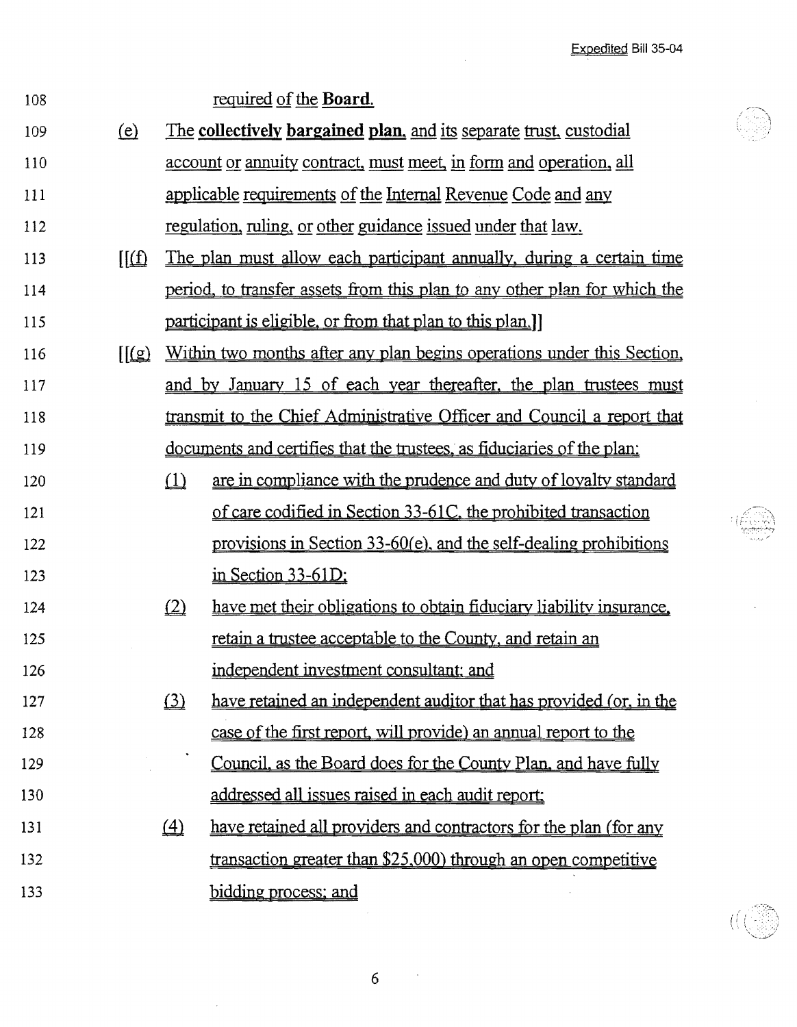108 required of the **Board**.

109 (e) The **collectively bargained plan**, and its separate trust, custodial

110 account or annuity contract, must meet, in form and operation, all

111 applicable requirements of the Internal Revenue Code and any

112 regulation, ruling, or other guidance issued under that law.

113 [[(f) The plan must allow each participant annually, during a certain time

114 period, to transfer assets from this plan to any other plan for which the

115 participant is eligible, or from that plan to this plan.]]

116 [[(g) Within two months after any plan begins operations under this Section,

117 and by January 15 of each year thereafter, the plan trustees must

118 transmit to the Chief Administrative Officer and Council a report that

119 documents and certifies that the trustees, as fiduciaries of the plan:

120 (1) are in compliance with the prudence and duty of loyalty standard

121 of care codified in Section 33-61C, the prohibited transaction

122 provisions in Section 33-60(e), and the self-dealing prohibitions

123 in Section 33-61D;

124 (2) have met their obligations to obtain fiduciary liability insurance,

125 retain a trustee acceptable to the County, and retain an

126 independent investment consultant; and

127 (3) have retained an independent auditor that has provided (or, in the

128 case of the first report, will provide) an annual report to the

129 Council, as the Board does for the County Plan, and have fully

130 addressed all issues raised in each audit report;

131 (4) have retained all providers and contractors for the plan (for any

132 transaction greater than $25,000) through an open competitive

133 bidding process; and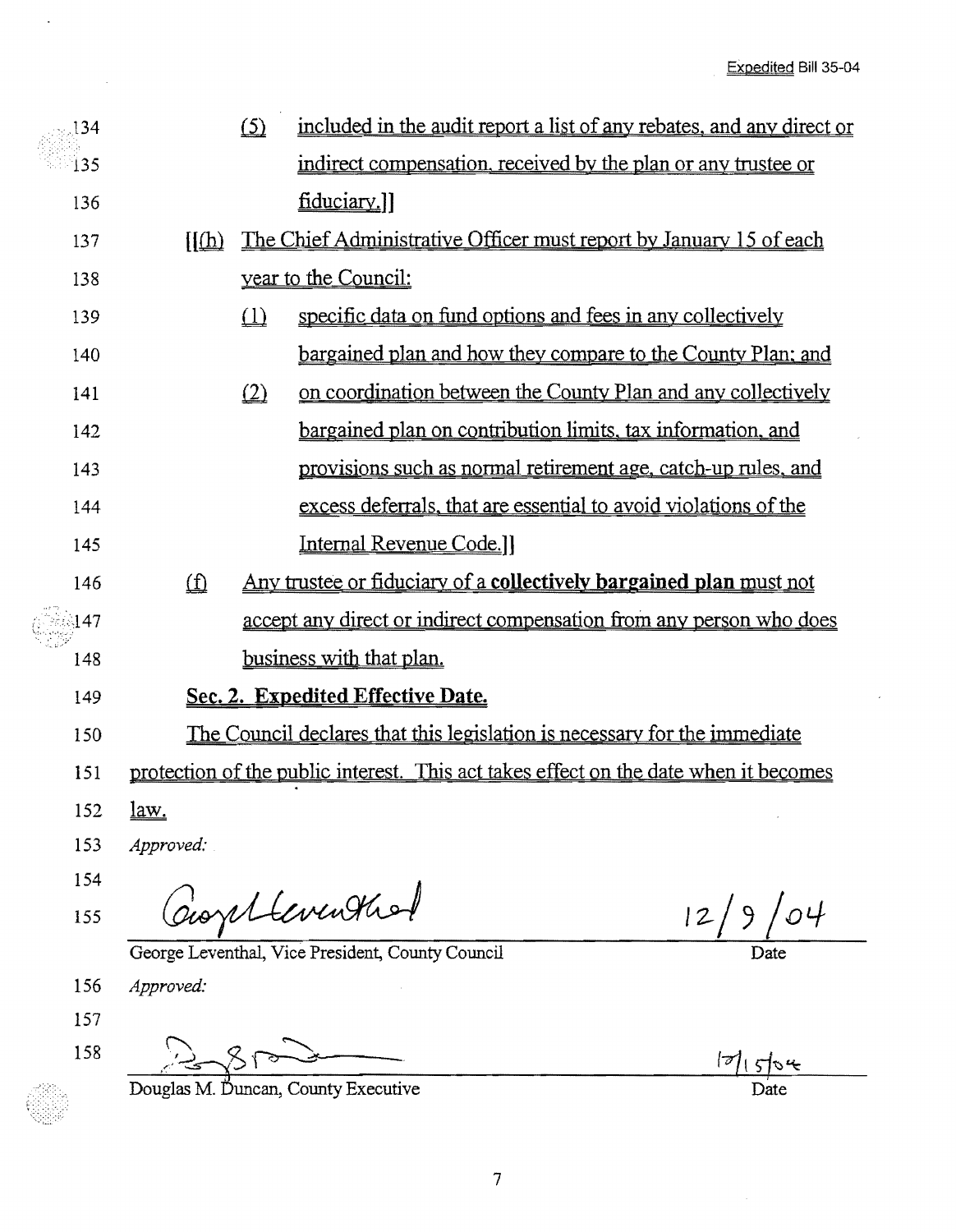134 (5) included in the audit report a list of any rebates, and any direct or
135 indirect compensation, received by the plan or any trustee or
136 fiduciary.]]

137 [[(h) The Chief Administrative Officer must report by January 15 of each
138 year to the Council:

139 (1) specific data on fund options and fees in any collectively
140 bargained plan and how they compare to the County Plan; and

141 (2) on coordination between the County Plan and any collectively
142 bargained plan on contribution limits, tax information, and
143 provisions such as normal retirement age, catch-up rules, and
144 excess deferrals, that are essential to avoid violations of the
145 Internal Revenue Code.]]

146 (f) Any trustee or fiduciary of a **collectively bargained plan** must not
147 accept any direct or indirect compensation from any person who does
148 business with that plan.

149 **Sec. 2. Expedited Effective Date.**

150 The Council declares that this legislation is necessary for the immediate
151 protection of the public interest. This act takes effect on the date when it becomes
152 law.

153 *Approved:*

154

155 George Leventhal, Vice President, County Council — Date: 12/9/04

156 *Approved:*

157

158 Douglas M. Duncan, County Executive — Date: 12/15/04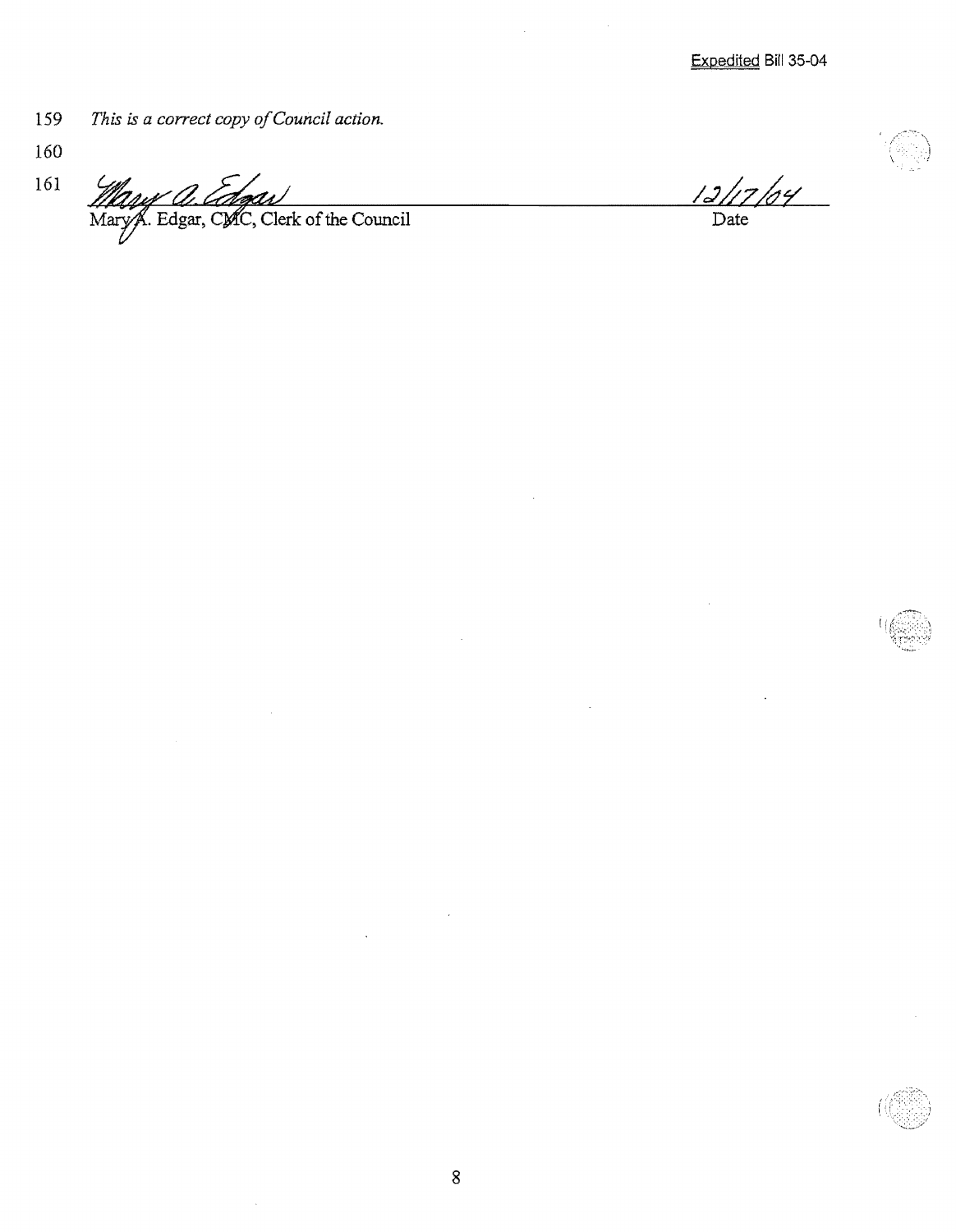159 *This is a correct copy of Council action.*

160

161 Mary A. Edgar, CMC, Clerk of the Council — 12/17/04 (Date)